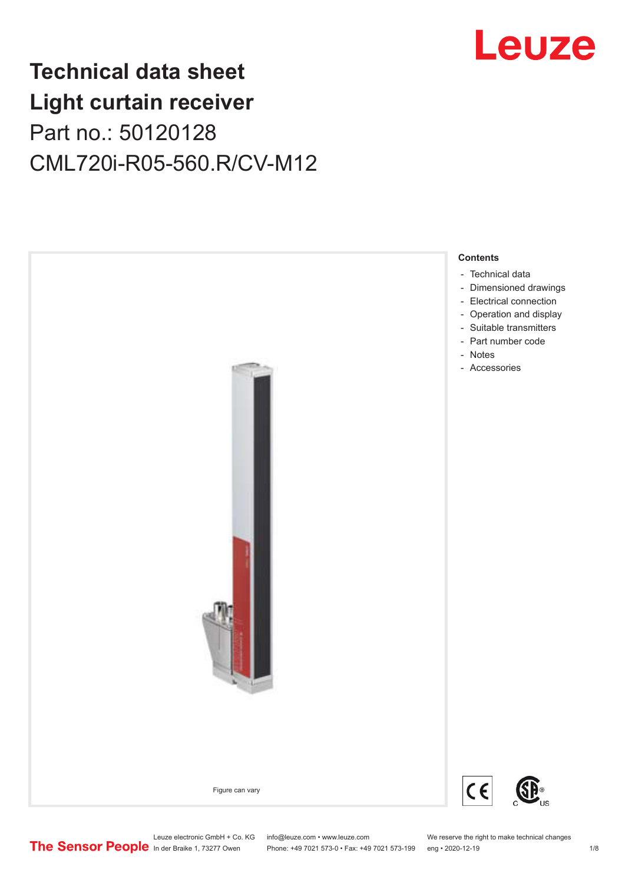# Technical data sheet
# Light curtain receiver

Part no.: 50120128

CML720i-R05-560.R/CV-M12

Leuze

Figure can vary

**Contents**

- Technical data
- Dimensioned drawings
- Electrical connection
- Operation and display
- Suitable transmitters
- Part number code
- Notes
- Accessories

The Sensor People

Leuze electronic GmbH + Co. KG
In der Braike 1, 73277 Owen

info@leuze.com • www.leuze.com
Phone: +49 7021 573-0 • Fax: +49 7021 573-199

We reserve the right to make technical changes
eng • 2020-12-19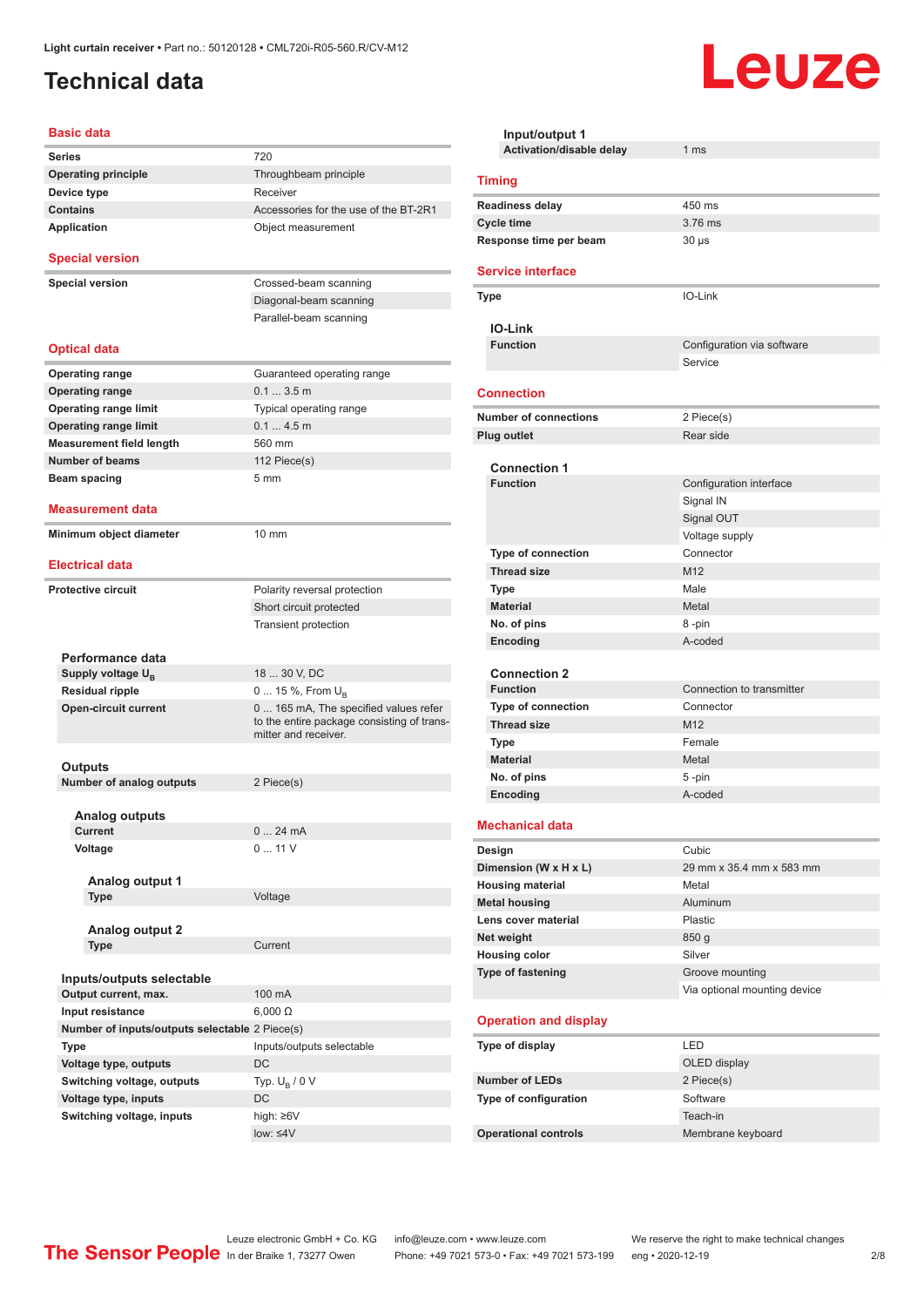# Technical data

## Basic data

| | |
|---|---|
| **Series** | 720 |
| **Operating principle** | Throughbeam principle |
| **Device type** | Receiver |
| **Contains** | Accessories for the use of the BT-2R1 |
| **Application** | Object measurement |

## Special version

| | |
|---|---|
| **Special version** | Crossed-beam scanning |
| | Diagonal-beam scanning |
| | Parallel-beam scanning |

## Optical data

| | |
|---|---|
| **Operating range** | Guaranteed operating range |
| **Operating range** | 0.1 ... 3.5 m |
| **Operating range limit** | Typical operating range |
| **Operating range limit** | 0.1 ... 4.5 m |
| **Measurement field length** | 560 mm |
| **Number of beams** | 112 Piece(s) |
| **Beam spacing** | 5 mm |

## Measurement data

| | |
|---|---|
| **Minimum object diameter** | 10 mm |

## Electrical data

| | |
|---|---|
| **Protective circuit** | Polarity reversal protection |
| | Short circuit protected |
| | Transient protection |

### Performance data

| | |
|---|---|
| **Supply voltage $U_B$** | 18 ... 30 V, DC |
| **Residual ripple** | 0 ... 15 %, From $U_B$ |
| **Open-circuit current** | 0 ... 165 mA, The specified values refer to the entire package consisting of transmitter and receiver. |

### Outputs

| | |
|---|---|
| **Number of analog outputs** | 2 Piece(s) |

#### Analog outputs

| | |
|---|---|
| **Current** | 0 ... 24 mA |
| **Voltage** | 0 ... 11 V |

##### Analog output 1

| | |
|---|---|
| **Type** | Voltage |

##### Analog output 2

| | |
|---|---|
| **Type** | Current |

### Inputs/outputs selectable

| | |
|---|---|
| **Output current, max.** | 100 mA |
| **Input resistance** | 6,000 Ω |
| **Number of inputs/outputs selectable** | 2 Piece(s) |
| **Type** | Inputs/outputs selectable |
| **Voltage type, outputs** | DC |
| **Switching voltage, outputs** | Typ. $U_B$ / 0 V |
| **Voltage type, inputs** | DC |
| **Switching voltage, inputs** | high: ≥6V |
| | low: ≤4V |

### Input/output 1

| | |
|---|---|
| **Activation/disable delay** | 1 ms |

## Timing

| | |
|---|---|
| **Readiness delay** | 450 ms |
| **Cycle time** | 3.76 ms |
| **Response time per beam** | 30 µs |

## Service interface

| | |
|---|---|
| **Type** | IO-Link |

### IO-Link

| | |
|---|---|
| **Function** | Configuration via software |
| | Service |

## Connection

| | |
|---|---|
| **Number of connections** | 2 Piece(s) |
| **Plug outlet** | Rear side |

### Connection 1

| | |
|---|---|
| **Function** | Configuration interface |
| | Signal IN |
| | Signal OUT |
| | Voltage supply |
| **Type of connection** | Connector |
| **Thread size** | M12 |
| **Type** | Male |
| **Material** | Metal |
| **No. of pins** | 8 -pin |
| **Encoding** | A-coded |

### Connection 2

| | |
|---|---|
| **Function** | Connection to transmitter |
| **Type of connection** | Connector |
| **Thread size** | M12 |
| **Type** | Female |
| **Material** | Metal |
| **No. of pins** | 5 -pin |
| **Encoding** | A-coded |

## Mechanical data

| | |
|---|---|
| **Design** | Cubic |
| **Dimension (W x H x L)** | 29 mm x 35.4 mm x 583 mm |
| **Housing material** | Metal |
| **Metal housing** | Aluminum |
| **Lens cover material** | Plastic |
| **Net weight** | 850 g |
| **Housing color** | Silver |
| **Type of fastening** | Groove mounting |
| | Via optional mounting device |

## Operation and display

| | |
|---|---|
| **Type of display** | LED |
| | OLED display |
| **Number of LEDs** | 2 Piece(s) |
| **Type of configuration** | Software |
| | Teach-in |
| **Operational controls** | Membrane keyboard |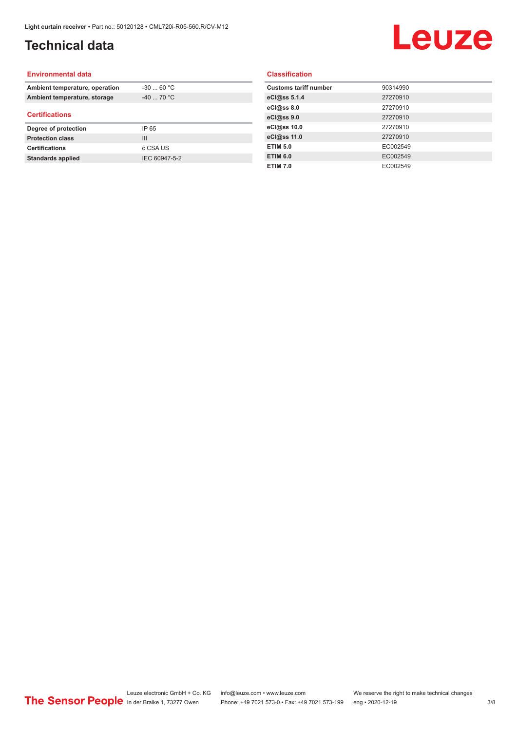# Technical data

## Environmental data

| | |
|---|---|
| **Ambient temperature, operation** | -30 ... 60 °C |
| **Ambient temperature, storage** | -40 ... 70 °C |

## Certifications

| | |
|---|---|
| **Degree of protection** | IP 65 |
| **Protection class** | III |
| **Certifications** | c CSA US |
| **Standards applied** | IEC 60947-5-2 |

## Classification

| | |
|---|---|
| **Customs tariff number** | 90314990 |
| **eCl@ss 5.1.4** | 27270910 |
| **eCl@ss 8.0** | 27270910 |
| **eCl@ss 9.0** | 27270910 |
| **eCl@ss 10.0** | 27270910 |
| **eCl@ss 11.0** | 27270910 |
| **ETIM 5.0** | EC002549 |
| **ETIM 6.0** | EC002549 |
| **ETIM 7.0** | EC002549 |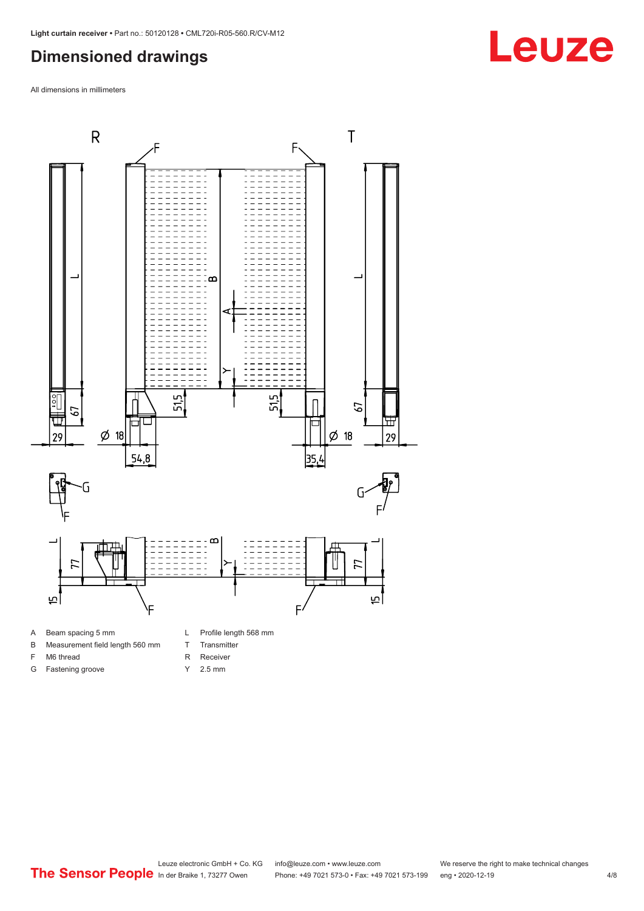## Dimensioned drawings

All dimensions in millimeters

- A Beam spacing 5 mm
- B Measurement field length 560 mm
- F M6 thread
- G Fastening groove
- L Profile length 568 mm
- T Transmitter
- R Receiver
- Y 2.5 mm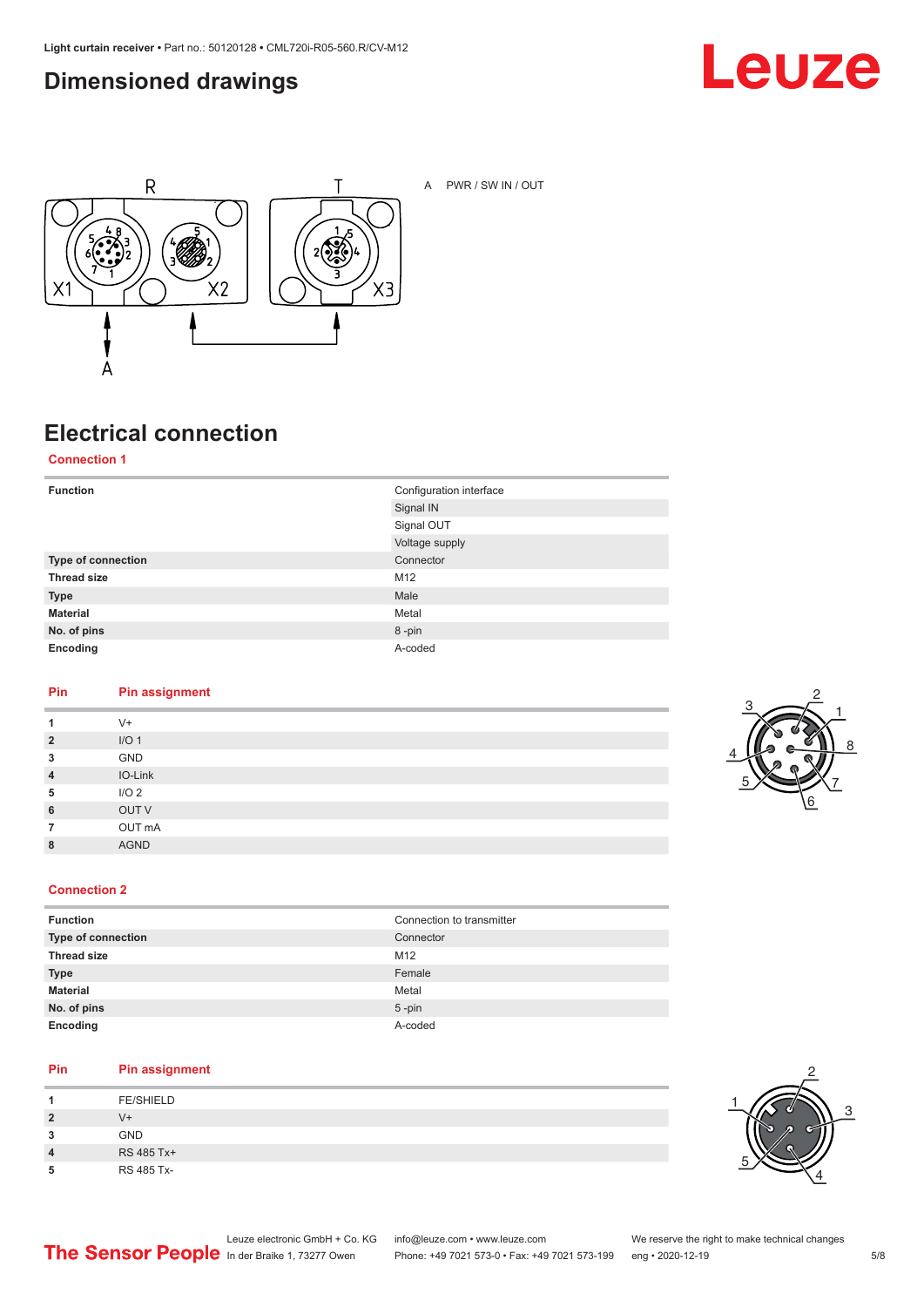## Dimensioned drawings

A PWR / SW IN / OUT

## Electrical connection

### Connection 1

| Function | Configuration interface |
|---|---|
| | Signal IN |
| | Signal OUT |
| | Voltage supply |
| Type of connection | Connector |
| Thread size | M12 |
| Type | Male |
| Material | Metal |
| No. of pins | 8 -pin |
| Encoding | A-coded |

| Pin | Pin assignment |
|---|---|
| 1 | V+ |
| 2 | I/O 1 |
| 3 | GND |
| 4 | IO-Link |
| 5 | I/O 2 |
| 6 | OUT V |
| 7 | OUT mA |
| 8 | AGND |

### Connection 2

| Function | Connection to transmitter |
|---|---|
| Type of connection | Connector |
| Thread size | M12 |
| Type | Female |
| Material | Metal |
| No. of pins | 5 -pin |
| Encoding | A-coded |

| Pin | Pin assignment |
|---|---|
| 1 | FE/SHIELD |
| 2 | V+ |
| 3 | GND |
| 4 | RS 485 Tx+ |
| 5 | RS 485 Tx- |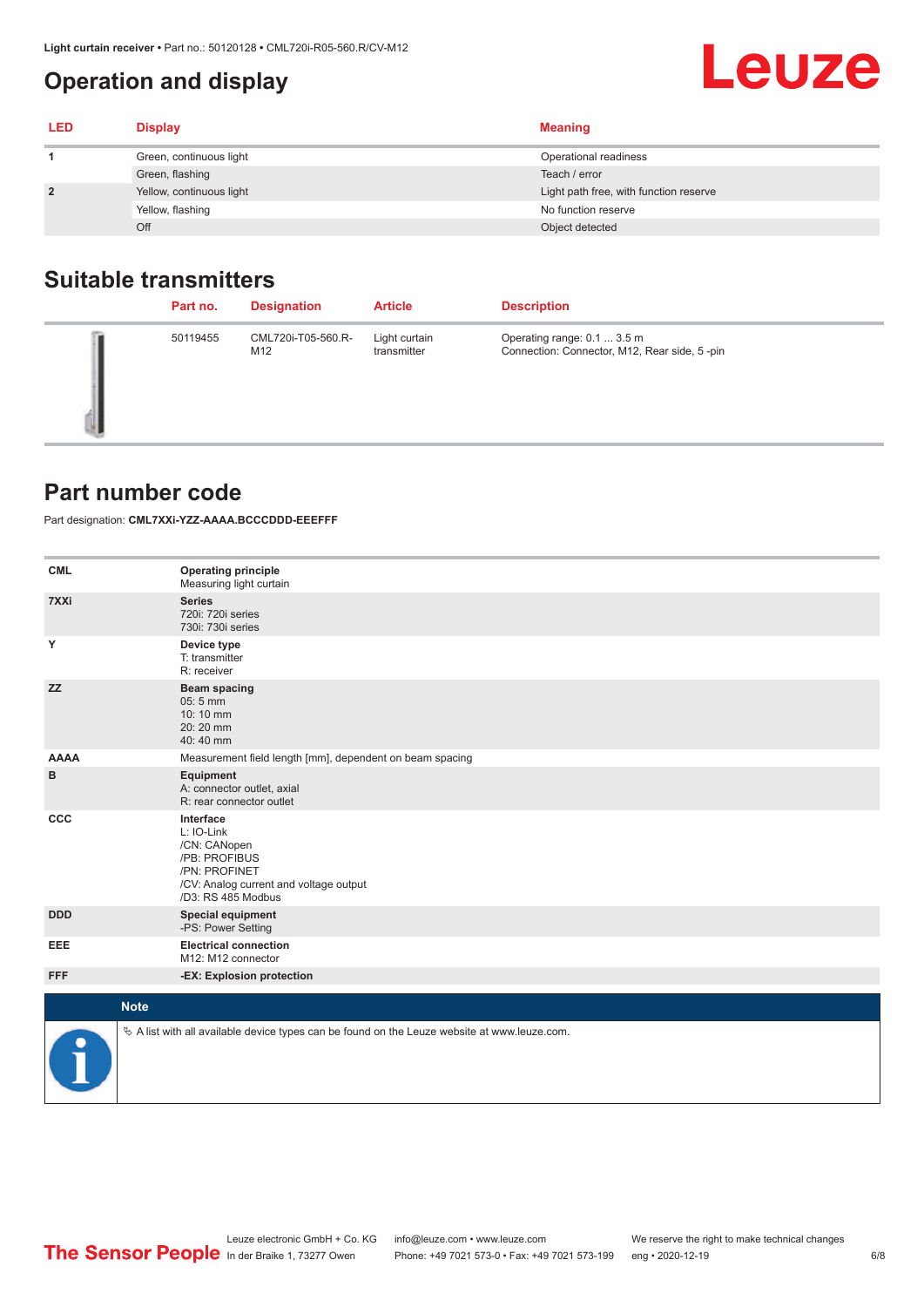## Operation and display

| LED | Display | Meaning |
|---|---|---|
| 1 | Green, continuous light | Operational readiness |
| | Green, flashing | Teach / error |
| 2 | Yellow, continuous light | Light path free, with function reserve |
| | Yellow, flashing | No function reserve |
| | Off | Object detected |

## Suitable transmitters

| Part no. | Designation | Article | Description |
|---|---|---|---|
| 50119455 | CML720i-T05-560.R-M12 | Light curtain transmitter | Operating range: 0.1 ... 3.5 m<br>Connection: Connector, M12, Rear side, 5 -pin |

## Part number code

Part designation: **CML7XXi-YZZ-AAAA.BCCCDDD-EEEFFF**

| | |
|---|---|
| **CML** | **Operating principle**<br>Measuring light curtain |
| **7XXi** | **Series**<br>720i: 720i series<br>730i: 730i series |
| **Y** | **Device type**<br>T: transmitter<br>R: receiver |
| **ZZ** | **Beam spacing**<br>05: 5 mm<br>10: 10 mm<br>20: 20 mm<br>40: 40 mm |
| **AAAA** | Measurement field length [mm], dependent on beam spacing |
| **B** | **Equipment**<br>A: connector outlet, axial<br>R: rear connector outlet |
| **CCC** | **Interface**<br>L: IO-Link<br>/CN: CANopen<br>/PB: PROFIBUS<br>/PN: PROFINET<br>/CV: Analog current and voltage output<br>/D3: RS 485 Modbus |
| **DDD** | **Special equipment**<br>-PS: Power Setting |
| **EEE** | **Electrical connection**<br>M12: M12 connector |
| **FFF** | **-EX: Explosion protection** |

**Note**

🔖 A list with all available device types can be found on the Leuze website at www.leuze.com.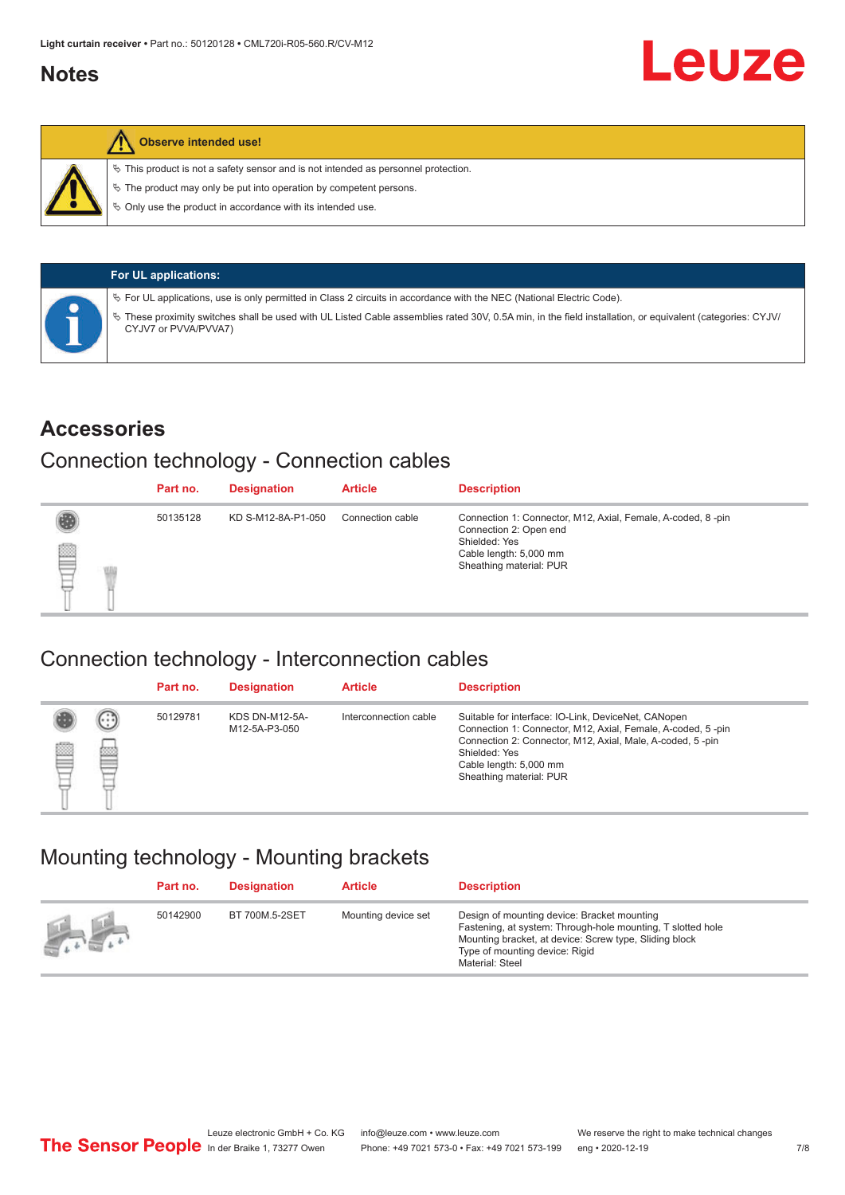## Notes

**Observe intended use!**

- ✎ This product is not a safety sensor and is not intended as personnel protection.
- ✎ The product may only be put into operation by competent persons.
- ✎ Only use the product in accordance with its intended use.

**For UL applications:**

- ✎ For UL applications, use is only permitted in Class 2 circuits in accordance with the NEC (National Electric Code).
- ✎ These proximity switches shall be used with UL Listed Cable assemblies rated 30V, 0.5A min, in the field installation, or equivalent (categories: CYJV/CYJV7 or PVVA/PVVA7)

## Accessories

### Connection technology - Connection cables

| Part no. | Designation | Article | Description |
|---|---|---|---|
| 50135128 | KD S-M12-8A-P1-050 | Connection cable | Connection 1: Connector, M12, Axial, Female, A-coded, 8 -pin<br>Connection 2: Open end<br>Shielded: Yes<br>Cable length: 5,000 mm<br>Sheathing material: PUR |

### Connection technology - Interconnection cables

| Part no. | Designation | Article | Description |
|---|---|---|---|
| 50129781 | KDS DN-M12-5A-M12-5A-P3-050 | Interconnection cable | Suitable for interface: IO-Link, DeviceNet, CANopen<br>Connection 1: Connector, M12, Axial, Female, A-coded, 5 -pin<br>Connection 2: Connector, M12, Axial, Male, A-coded, 5 -pin<br>Shielded: Yes<br>Cable length: 5,000 mm<br>Sheathing material: PUR |

### Mounting technology - Mounting brackets

| Part no. | Designation | Article | Description |
|---|---|---|---|
| 50142900 | BT 700M.5-2SET | Mounting device set | Design of mounting device: Bracket mounting<br>Fastening, at system: Through-hole mounting, T slotted hole<br>Mounting bracket, at device: Screw type, Sliding block<br>Type of mounting device: Rigid<br>Material: Steel |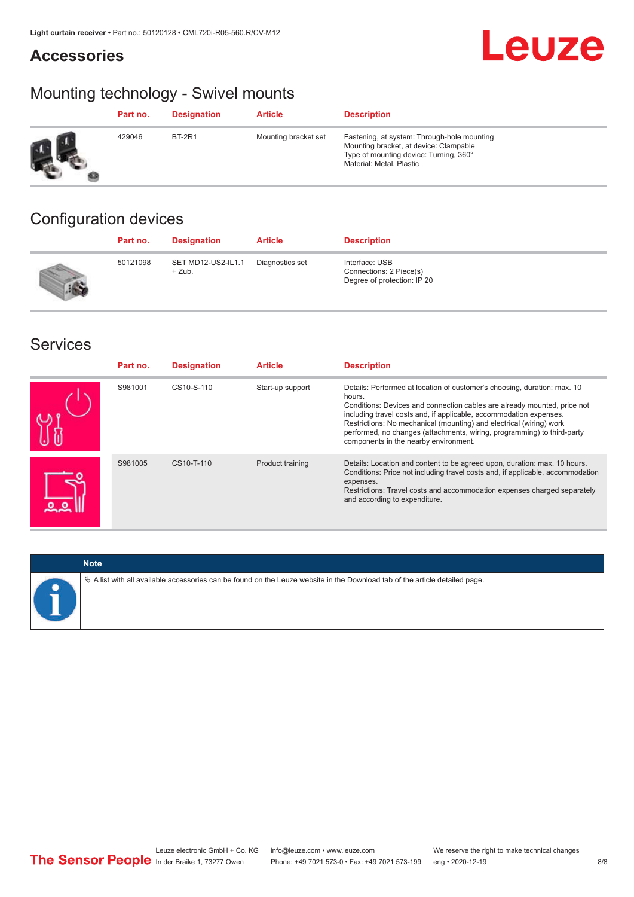# Accessories

## Mounting technology - Swivel mounts

| | Part no. | Designation | Article | Description |
|---|---|---|---|---|
| | 429046 | BT-2R1 | Mounting bracket set | Fastening, at system: Through-hole mounting<br>Mounting bracket, at device: Clampable<br>Type of mounting device: Turning, 360°<br>Material: Metal, Plastic |

## Configuration devices

| | Part no. | Designation | Article | Description |
|---|---|---|---|---|
| | 50121098 | SET MD12-US2-IL1.1 + Zub. | Diagnostics set | Interface: USB<br>Connections: 2 Piece(s)<br>Degree of protection: IP 20 |

## Services

| | Part no. | Designation | Article | Description |
|---|---|---|---|---|
| | S981001 | CS10-S-110 | Start-up support | Details: Performed at location of customer's choosing, duration: max. 10 hours.<br>Conditions: Devices and connection cables are already mounted, price not including travel costs and, if applicable, accommodation expenses.<br>Restrictions: No mechanical (mounting) and electrical (wiring) work performed, no changes (attachments, wiring, programming) to third-party components in the nearby environment. |
| | S981005 | CS10-T-110 | Product training | Details: Location and content to be agreed upon, duration: max. 10 hours.<br>Conditions: Price not including travel costs and, if applicable, accommodation expenses.<br>Restrictions: Travel costs and accommodation expenses charged separately and according to expenditure. |

**Note**

↳ A list with all available accessories can be found on the Leuze website in the Download tab of the article detailed page.